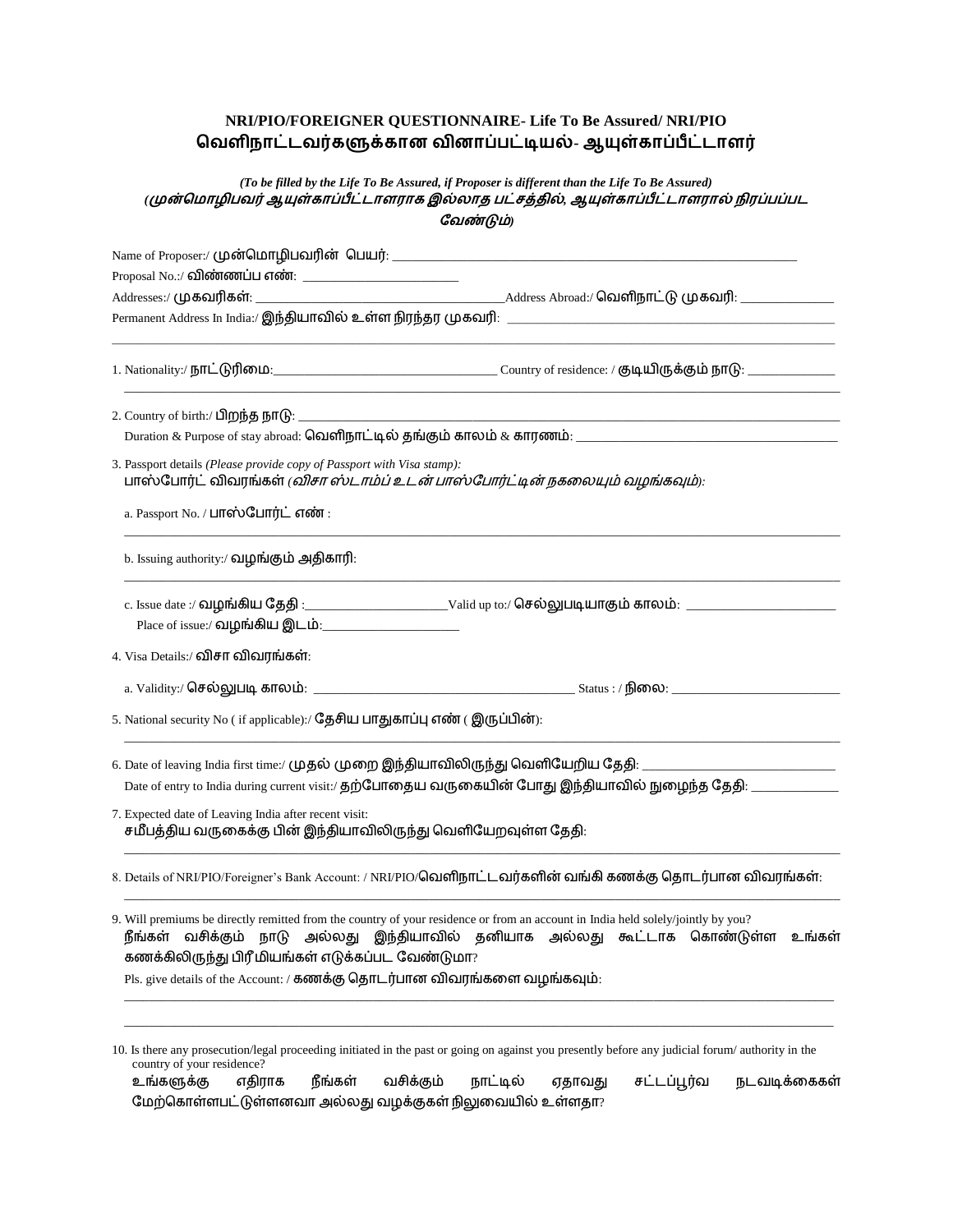## NRI/PIO/FOREIGNER QUESTIONNAIRE- Life To Be Assured/ NRI/PIO
## வெளிநாட்டவர்களுக்கான வினாப்பட்டியல்- ஆயுள்காப்பீட்டாளர்

*(To be filled by the Life To Be Assured, if Proposer is different than the Life To Be Assured)*
*(முன்மொழிபவர் ஆயுள்காப்பீட்டாளராக இல்லாத பட்சத்தில், ஆயுள்காப்பீட்டாளரால் நிரப்பப்பட வேண்டும்)*

Name of Proposer:/ முன்மொழிபவரின் பெயர்: ____________________________________________________________

Proposal No.:/ விண்ணப்ப எண்: ________________________

Addresses:/ முகவரிகள்: ____________________________________Address Abroad:/ வெளிநாட்டு முகவரி: ______________

Permanent Address In India:/ இந்தியாவில் உள்ள நிரந்தர முகவரி: __________________________________________________

______________________________________________________________________________________________

1. Nationality:/ நாட்டுரிமை:________________________________ Country of residence: / குடியிருக்கும் நாடு: _____________

______________________________________________________________________________________________

2. Country of birth:/ பிறந்த நாடு: ________________________________________________________________________

   Duration & Purpose of stay abroad: வெளிநாட்டில் தங்கும் காலம் & காரணம்: ______________________________________

3. Passport details *(Please provide copy of Passport with Visa stamp):*
   பாஸ்போர்ட் விவரங்கள் *(விசா ஸ்டாம்ப் உடன் பாஸ்போர்ட்டின் நகலையும் வழங்கவும்):*

   a. Passport No. / பாஸ்போர்ட் எண் :

   ______________________________________________________________________________________________

   b. Issuing authority:/ வழங்கும் அதிகாரி:

   ______________________________________________________________________________________________

   c. Issue date :/ வழங்கிய தேதி :_____________________Valid up to:/ செல்லுபடியாகும் காலம்: _____________________

   Place of issue:/ வழங்கிய இடம்:____________________

4. Visa Details:/ விசா விவரங்கள்:

   a. Validity:/ செல்லுபடி காலம்: ______________________________________ Status : / நிலை: _________________________

5. National security No ( if applicable):/ தேசிய பாதுகாப்பு எண் ( இருப்பின்):

   ______________________________________________________________________________________________

6. Date of leaving India first time:/ முதல் முறை இந்தியாவிலிருந்து வெளியேறிய தேதி: __________________________

   Date of entry to India during current visit:/ தற்போதைய வருகையின் போது இந்தியாவில் நுழைந்த தேதி: ____________

7. Expected date of Leaving India after recent visit:
   சமீபத்திய வருகைக்கு பின் இந்தியாவிலிருந்து வெளியேறவுள்ள தேதி:

   ______________________________________________________________________________________________

8. Details of NRI/PIO/Foreigner's Bank Account: / NRI/PIO/வெளிநாட்டவர்களின் வங்கி கணக்கு தொடர்பான விவரங்கள்:

   ______________________________________________________________________________________________

9. Will premiums be directly remitted from the country of your residence or from an account in India held solely/jointly by you?
   நீங்கள் வசிக்கும் நாடு அல்லது இந்தியாவில் தனியாக அல்லது கூட்டாக கொண்டுள்ள உங்கள் கணக்கிலிருந்து பிரீமியங்கள் எடுக்கப்பட வேண்டுமா?

   Pls. give details of the Account: / கணக்கு தொடர்பான விவரங்களை வழங்கவும்:

   ______________________________________________________________________________________________

   ______________________________________________________________________________________________

10. Is there any prosecution/legal proceeding initiated in the past or going on against you presently before any judicial forum/ authority in the country of your residence?
    உங்களுக்கு எதிராக நீங்கள் வசிக்கும் நாட்டில் ஏதாவது சட்டப்பூர்வ நடவடிக்கைகள் மேற்கொள்ளப்பட்டுள்ளனவா அல்லது வழக்குகள் நிலுவையில் உள்ளதா?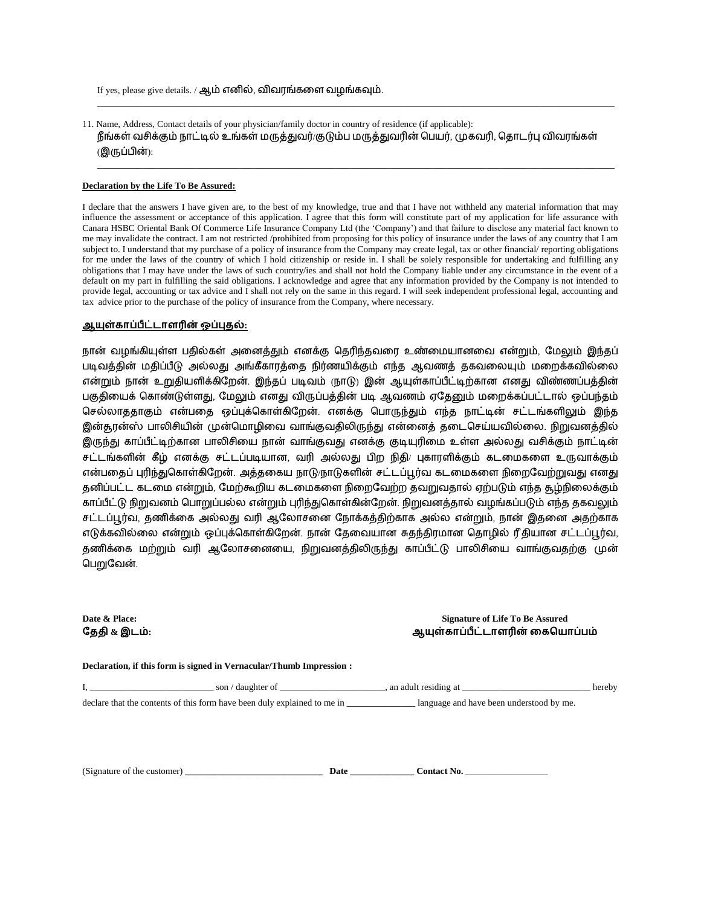If yes, please give details. / ஆம் எனில், விவரங்களை வழங்கவும்.

_______________________________________________________________________________________________

11. Name, Address, Contact details of your physician/family doctor in country of residence (if applicable):
நீங்கள் வசிக்கும் நாட்டில் உங்கள் மருத்துவர்/குடும்ப மருத்துவரின் பெயர், முகவரி, தொடர்பு விவரங்கள் (இருப்பின்):

_______________________________________________________________________________________________

**Declaration by the Life To Be Assured:**

I declare that the answers I have given are, to the best of my knowledge, true and that I have not withheld any material information that may influence the assessment or acceptance of this application. I agree that this form will constitute part of my application for life assurance with Canara HSBC Oriental Bank Of Commerce Life Insurance Company Ltd (the 'Company') and that failure to disclose any material fact known to me may invalidate the contract. I am not restricted /prohibited from proposing for this policy of insurance under the laws of any country that I am subject to. I understand that my purchase of a policy of insurance from the Company may create legal, tax or other financial/ reporting obligations for me under the laws of the country of which I hold citizenship or reside in. I shall be solely responsible for undertaking and fulfilling any obligations that I may have under the laws of such country/ies and shall not hold the Company liable under any circumstance in the event of a default on my part in fulfilling the said obligations. I acknowledge and agree that any information provided by the Company is not intended to provide legal, accounting or tax advice and I shall not rely on the same in this regard. I will seek independent professional legal, accounting and tax advice prior to the purchase of the policy of insurance from the Company, where necessary.

**ஆயுள்காப்பீட்டாளரின் ஒப்புதல்:**

நான் வழங்கியுள்ள பதில்கள் அனைத்தும் எனக்கு தெரிந்தவரை உண்மையானவை என்றும், மேலும் இந்தப் படிவத்தின் மதிப்பீடு அல்லது அங்கீகாரத்தை நிர்ணயிக்கும் எந்த ஆவணத் தகவலையும் மறைக்கவில்லை என்றும் நான் உறுதியளிக்கிறேன். இந்தப் படிவம் (நாடு) இன் ஆயுள்காப்பீட்டிற்கான எனது விண்ணப்பத்தின் பகுதியைக் கொண்டுள்ளது, மேலும் எனது விருப்பத்தின் படி ஆவணம் ஏதேனும் மறைக்கப்பட்டால் ஒப்பந்தம் செல்லாததாகும் என்பதை ஒப்புக்கொள்கிறேன். எனக்கு பொருந்தும் எந்த நாட்டின் சட்டங்களிலும் இந்த இன்சூரன்ஸ் பாலிசியின் முன்மொழிவை வாங்குவதிலிருந்து என்னைத் தடைசெய்யவில்லை. நிறுவனத்தில் இருந்து காப்பீட்டிற்கான பாலிசியை நான் வாங்குவது எனக்கு குடியுரிமை உள்ள அல்லது வசிக்கும் நாட்டின் சட்டங்களின் கீழ் எனக்கு சட்டப்படியான, வரி அல்லது பிற நிதி/ புகாரளிக்கும் கடமைகளை உருவாக்கும் என்பதைப் புரிந்துகொள்கிறேன். அத்தகைய நாடு/நாடுகளின் சட்டப்பூர்வ கடமைகளை நிறைவேற்றுவது எனது தனிப்பட்ட கடமை என்றும், மேற்கூறிய கடமைகளை நிறைவேற்ற தவறுவதால் ஏற்படும் எந்த சூழ்நிலைக்கும் காப்பீட்டு நிறுவனம் பொறுப்பல்ல என்றும் புரிந்துகொள்கின்றேன். நிறுவனத்தால் வழங்கப்படும் எந்த தகவலும் சட்டப்பூர்வ, தணிக்கை அல்லது வரி ஆலோசனை நோக்கத்திற்காக அல்ல என்றும், நான் இதனை அதற்காக எடுக்கவில்லை என்றும் ஒப்புக்கொள்கிறேன். நான் தேவையான சுதந்திரமான தொழில் ரீதியான சட்டப்பூர்வ, தணிக்கை மற்றும் வரி ஆலோசனையை, நிறுவனத்திலிருந்து காப்பீட்டு பாலிசியை வாங்குவதற்கு முன் பெறுவேன்.

**Date & Place:**
**தேதி & இடம்:**

**Signature of Life To Be Assured**
**ஆயுள்காப்பீட்டாளரின் கையொப்பம்**

**Declaration, if this form is signed in Vernacular/Thumb Impression :**

I, __________________________ son / daughter of ______________________, an adult residing at ___________________________ hereby declare that the contents of this form have been duly explained to me in ______________ language and have been understood by me.

(Signature of the customer) ______________________________ **Date** _____________ **Contact No.** __________________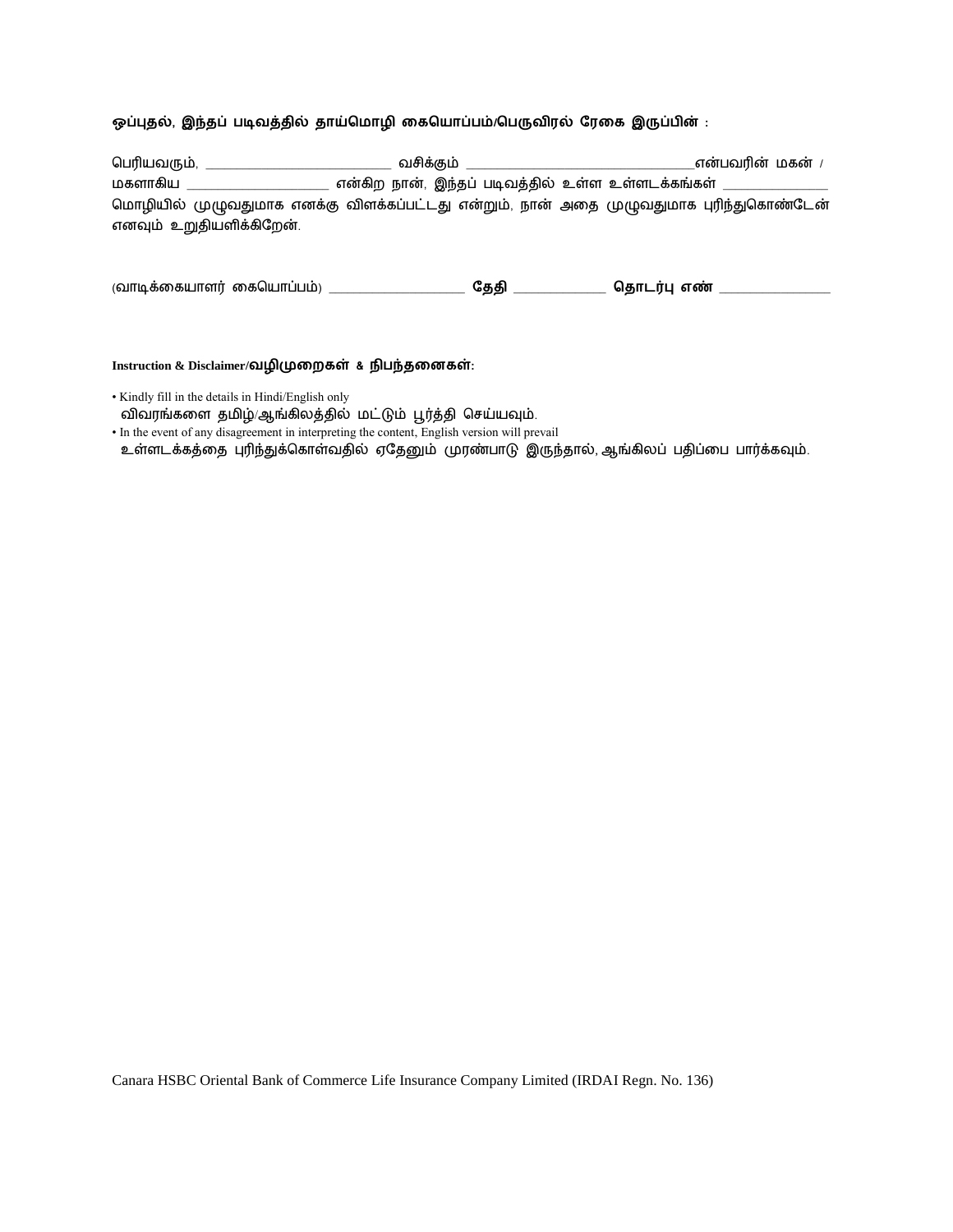**ஒப்புதல், இந்தப் படிவத்தில் தாய்மொழி கையொப்பம்/பெருவிரல் ரேகை இருப்பின் :**

பெரியவரும், ________________________ வசிக்கும் ______________________________என்பவரின் மகன் / மகளாகிய ___________________ என்கிற நான், இந்தப் படிவத்தில் உள்ள உள்ளடக்கங்கள் ______________ மொழியில் முழுவதுமாக எனக்கு விளக்கப்பட்டது என்றும், நான் அதை முழுவதுமாக புரிந்துகொண்டேன் எனவும் உறுதியளிக்கிறேன்.

(வாடிக்கையாளர் கையொப்பம்) __________________ **தேதி** ____________ **தொடர்பு எண்** _______________

**Instruction & Disclaimer/வழிமுறைகள் & நிபந்தனைகள்:**

- Kindly fill in the details in Hindi/English only
  விவரங்களை தமிழ்/ஆங்கிலத்தில் மட்டும் பூர்த்தி செய்யவும்.
- In the event of any disagreement in interpreting the content, English version will prevail
  உள்ளடக்கத்தை புரிந்துக்கொள்வதில் ஏதேனும் முரண்பாடு இருந்தால், ஆங்கிலப் பதிப்பை பார்க்கவும்.